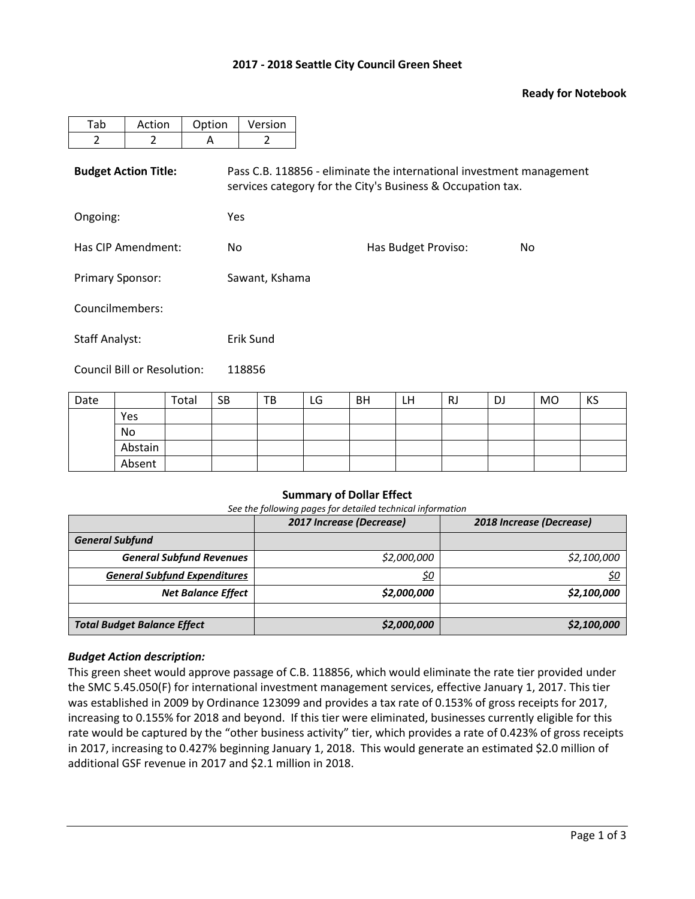**2017 - 2018 Seattle City Council Green Sheet**

**Ready for Notebook**

| Tab | Action | Option | Version |
|---|---|---|---|
| 2 | 2 | A | 2 |

**Budget Action Title:** Pass C.B. 118856 - eliminate the international investment management services category for the City's Business & Occupation tax.

Ongoing: Yes

Has CIP Amendment: No

Has Budget Proviso: No

Primary Sponsor: Sawant, Kshama

Councilmembers:

Staff Analyst: Erik Sund

Council Bill or Resolution: 118856

| Date | | Total | SB | TB | LG | BH | LH | RJ | DJ | MO | KS |
|---|---|---|---|---|---|---|---|---|---|---|---|
| | Yes | | | | | | | | | | |
| | No | | | | | | | | | | |
| | Abstain | | | | | | | | | | |
| | Absent | | | | | | | | | | |

**Summary of Dollar Effect**

*See the following pages for detailed technical information*

| | *2017 Increase (Decrease)* | *2018 Increase (Decrease)* |
|---|---|---|
| ***General Subfund*** | | |
| ***General Subfund Revenues*** | *$2,000,000* | *$2,100,000* |
| ***General Subfund Expenditures*** | *$0* | *$0* |
| ***Net Balance Effect*** | ***$2,000,000*** | ***$2,100,000*** |
| | | |
| ***Total Budget Balance Effect*** | ***$2,000,000*** | ***$2,100,000*** |

### *Budget Action description:*

This green sheet would approve passage of C.B. 118856, which would eliminate the rate tier provided under the SMC 5.45.050(F) for international investment management services, effective January 1, 2017. This tier was established in 2009 by Ordinance 123099 and provides a tax rate of 0.153% of gross receipts for 2017, increasing to 0.155% for 2018 and beyond. If this tier were eliminated, businesses currently eligible for this rate would be captured by the "other business activity" tier, which provides a rate of 0.423% of gross receipts in 2017, increasing to 0.427% beginning January 1, 2018. This would generate an estimated $2.0 million of additional GSF revenue in 2017 and $2.1 million in 2018.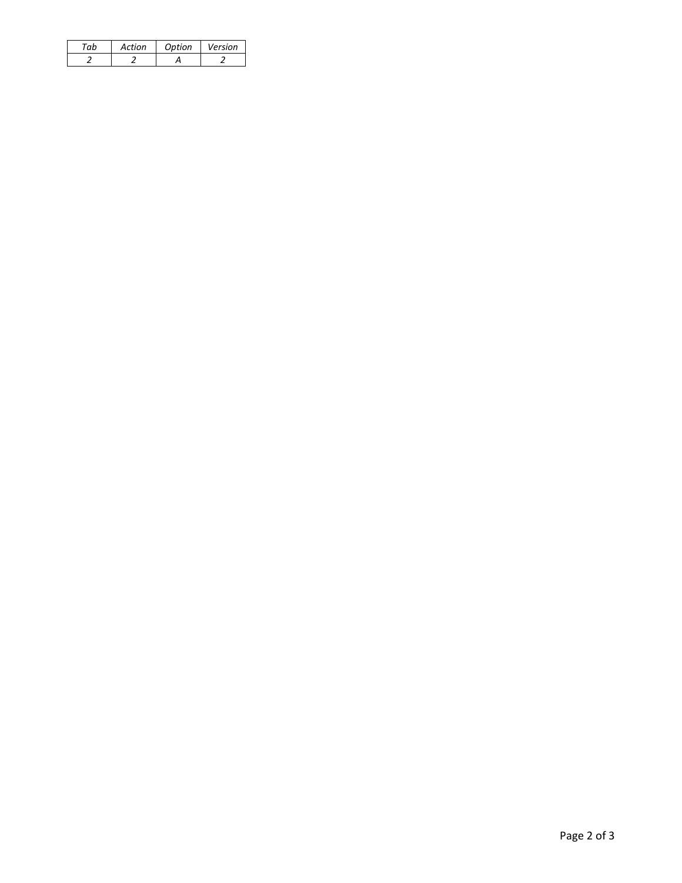| *Tab* | *Action* | *Option* | *Version* |
| --- | --- | --- | --- |
| *2* | *2* | *A* | *2* |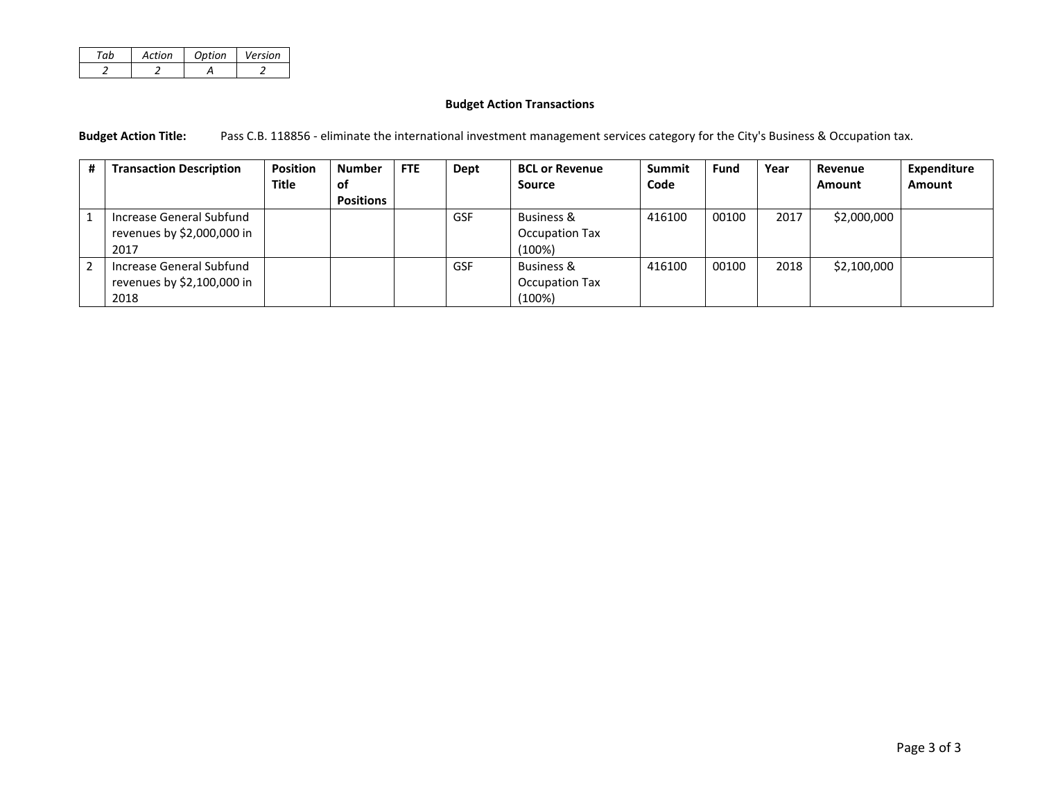| Tab | Action | Option | Version |
|---|---|---|---|
| 2 | 2 | A | 2 |

**Budget Action Transactions**

**Budget Action Title:** Pass C.B. 118856 - eliminate the international investment management services category for the City's Business & Occupation tax.

| # | Transaction Description | Position Title | Number of Positions | FTE | Dept | BCL or Revenue Source | Summit Code | Fund | Year | Revenue Amount | Expenditure Amount |
|---|---|---|---|---|---|---|---|---|---|---|---|
| 1 | Increase General Subfund revenues by $2,000,000 in 2017 | | | | GSF | Business & Occupation Tax (100%) | 416100 | 00100 | 2017 | $2,000,000 | |
| 2 | Increase General Subfund revenues by $2,100,000 in 2018 | | | | GSF | Business & Occupation Tax (100%) | 416100 | 00100 | 2018 | $2,100,000 | |